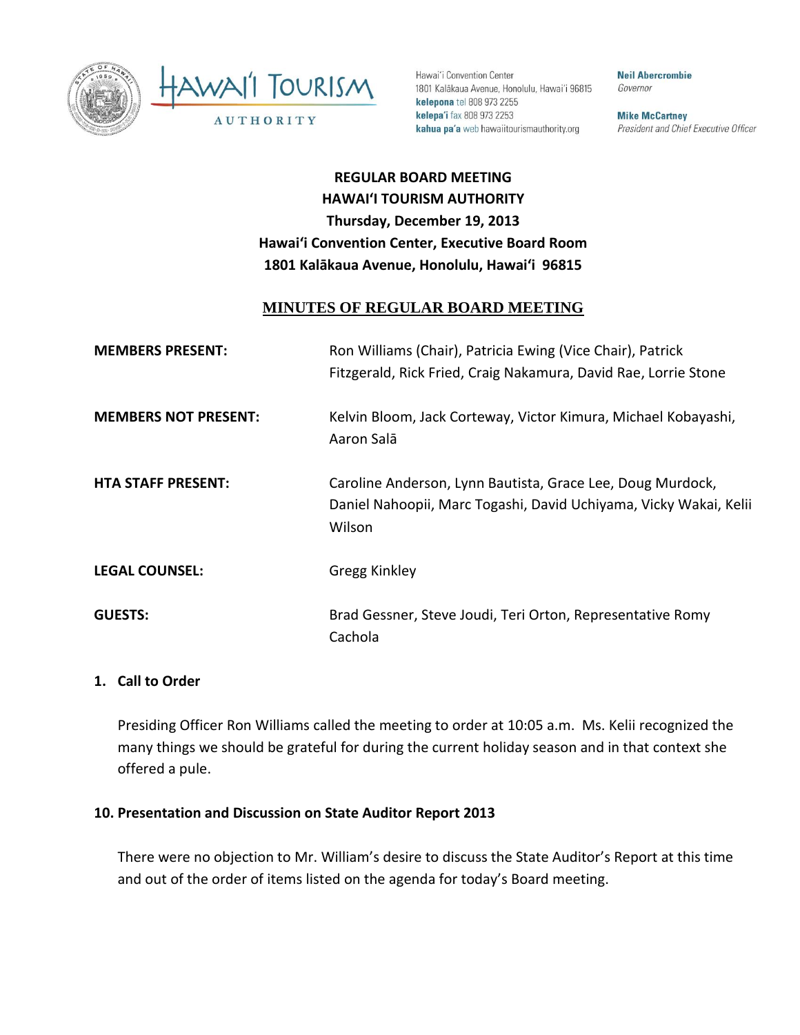Hawai'i Tourism Authority

Hawai'i Convention Center
1801 Kalākaua Avenue, Honolulu, Hawai'i 96815
**kelepona** tel 808 973 2255
**kelepa'i** fax 808 973 2253
**kahua pa'a** web hawaiitourismauthority.org

**Neil Abercrombie**
*Governor*

**Mike McCartney**
*President and Chief Executive Officer*

**REGULAR BOARD MEETING**
**HAWAI'I TOURISM AUTHORITY**
**Thursday, December 19, 2013**
**Hawai'i Convention Center, Executive Board Room**
**1801 Kalākaua Avenue, Honolulu, Hawai'i 96815**

## MINUTES OF REGULAR BOARD MEETING

**MEMBERS PRESENT:** Ron Williams (Chair), Patricia Ewing (Vice Chair), Patrick Fitzgerald, Rick Fried, Craig Nakamura, David Rae, Lorrie Stone

**MEMBERS NOT PRESENT:** Kelvin Bloom, Jack Corteway, Victor Kimura, Michael Kobayashi, Aaron Salā

**HTA STAFF PRESENT:** Caroline Anderson, Lynn Bautista, Grace Lee, Doug Murdock, Daniel Nahoopii, Marc Togashi, David Uchiyama, Vicky Wakai, Kelii Wilson

**LEGAL COUNSEL:** Gregg Kinkley

**GUESTS:** Brad Gessner, Steve Joudi, Teri Orton, Representative Romy Cachola

### 1. Call to Order

Presiding Officer Ron Williams called the meeting to order at 10:05 a.m. Ms. Kelii recognized the many things we should be grateful for during the current holiday season and in that context she offered a pule.

### 10. Presentation and Discussion on State Auditor Report 2013

There were no objection to Mr. William's desire to discuss the State Auditor's Report at this time and out of the order of items listed on the agenda for today's Board meeting.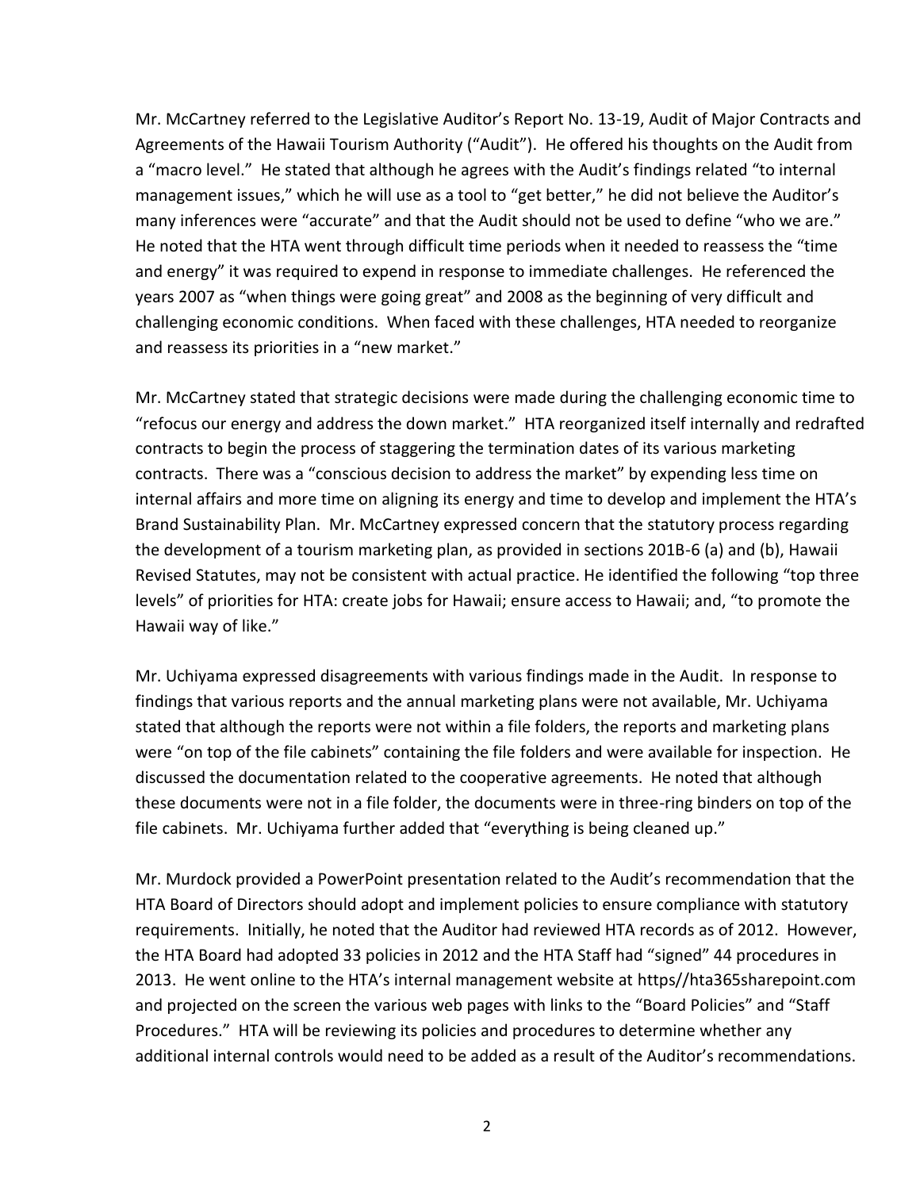Mr. McCartney referred to the Legislative Auditor's Report No. 13-19, Audit of Major Contracts and Agreements of the Hawaii Tourism Authority ("Audit"). He offered his thoughts on the Audit from a "macro level." He stated that although he agrees with the Audit's findings related "to internal management issues," which he will use as a tool to "get better," he did not believe the Auditor's many inferences were "accurate" and that the Audit should not be used to define "who we are." He noted that the HTA went through difficult time periods when it needed to reassess the "time and energy" it was required to expend in response to immediate challenges. He referenced the years 2007 as "when things were going great" and 2008 as the beginning of very difficult and challenging economic conditions. When faced with these challenges, HTA needed to reorganize and reassess its priorities in a "new market."

Mr. McCartney stated that strategic decisions were made during the challenging economic time to "refocus our energy and address the down market." HTA reorganized itself internally and redrafted contracts to begin the process of staggering the termination dates of its various marketing contracts. There was a "conscious decision to address the market" by expending less time on internal affairs and more time on aligning its energy and time to develop and implement the HTA's Brand Sustainability Plan. Mr. McCartney expressed concern that the statutory process regarding the development of a tourism marketing plan, as provided in sections 201B-6 (a) and (b), Hawaii Revised Statutes, may not be consistent with actual practice. He identified the following "top three levels" of priorities for HTA: create jobs for Hawaii; ensure access to Hawaii; and, "to promote the Hawaii way of like."

Mr. Uchiyama expressed disagreements with various findings made in the Audit. In response to findings that various reports and the annual marketing plans were not available, Mr. Uchiyama stated that although the reports were not within a file folders, the reports and marketing plans were "on top of the file cabinets" containing the file folders and were available for inspection. He discussed the documentation related to the cooperative agreements. He noted that although these documents were not in a file folder, the documents were in three-ring binders on top of the file cabinets. Mr. Uchiyama further added that "everything is being cleaned up."

Mr. Murdock provided a PowerPoint presentation related to the Audit's recommendation that the HTA Board of Directors should adopt and implement policies to ensure compliance with statutory requirements. Initially, he noted that the Auditor had reviewed HTA records as of 2012. However, the HTA Board had adopted 33 policies in 2012 and the HTA Staff had "signed" 44 procedures in 2013. He went online to the HTA's internal management website at https//hta365sharepoint.com and projected on the screen the various web pages with links to the "Board Policies" and "Staff Procedures." HTA will be reviewing its policies and procedures to determine whether any additional internal controls would need to be added as a result of the Auditor's recommendations.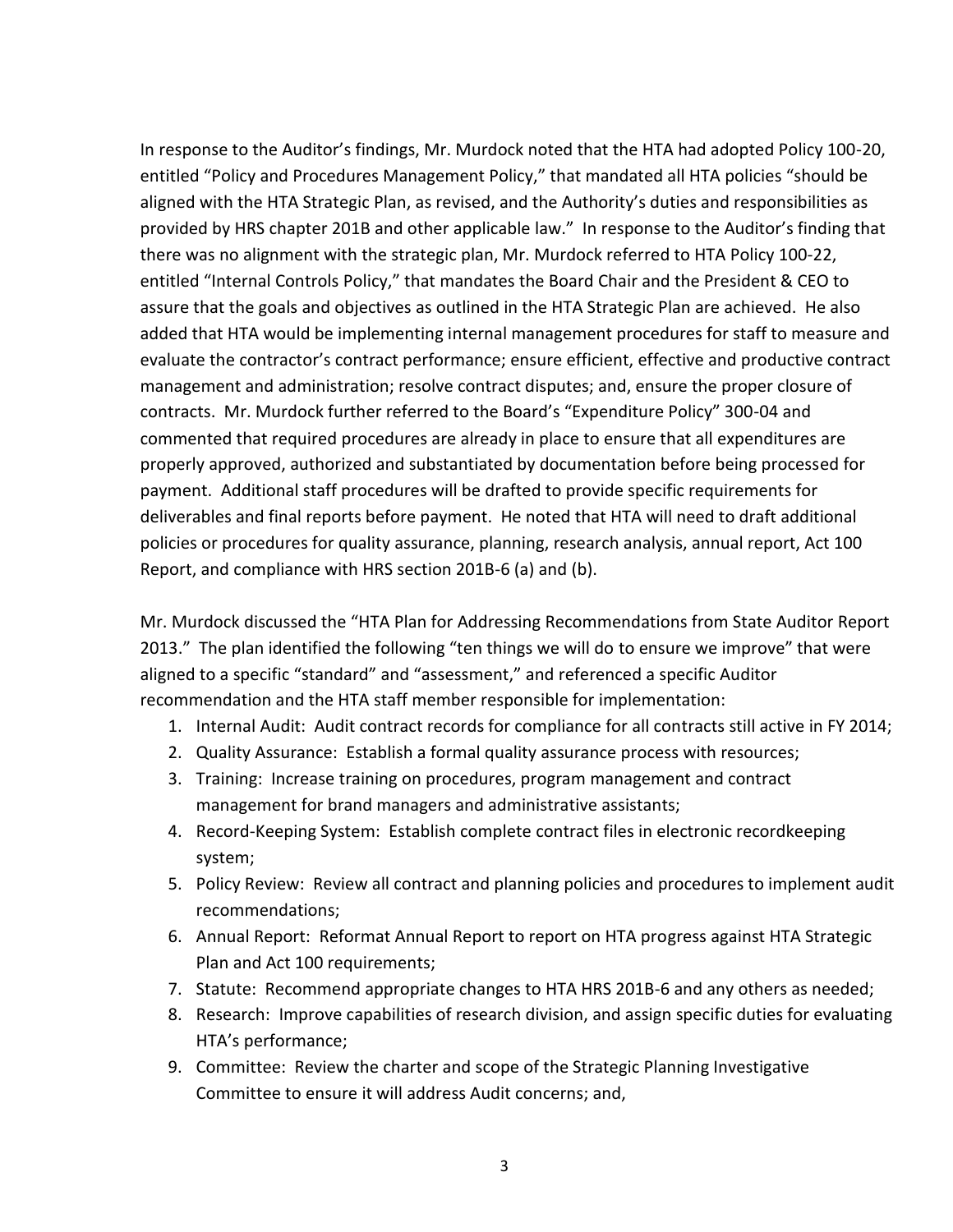In response to the Auditor's findings, Mr. Murdock noted that the HTA had adopted Policy 100-20, entitled "Policy and Procedures Management Policy," that mandated all HTA policies "should be aligned with the HTA Strategic Plan, as revised, and the Authority's duties and responsibilities as provided by HRS chapter 201B and other applicable law." In response to the Auditor's finding that there was no alignment with the strategic plan, Mr. Murdock referred to HTA Policy 100-22, entitled "Internal Controls Policy," that mandates the Board Chair and the President & CEO to assure that the goals and objectives as outlined in the HTA Strategic Plan are achieved. He also added that HTA would be implementing internal management procedures for staff to measure and evaluate the contractor's contract performance; ensure efficient, effective and productive contract management and administration; resolve contract disputes; and, ensure the proper closure of contracts. Mr. Murdock further referred to the Board's "Expenditure Policy" 300-04 and commented that required procedures are already in place to ensure that all expenditures are properly approved, authorized and substantiated by documentation before being processed for payment. Additional staff procedures will be drafted to provide specific requirements for deliverables and final reports before payment. He noted that HTA will need to draft additional policies or procedures for quality assurance, planning, research analysis, annual report, Act 100 Report, and compliance with HRS section 201B-6 (a) and (b).

Mr. Murdock discussed the "HTA Plan for Addressing Recommendations from State Auditor Report 2013." The plan identified the following "ten things we will do to ensure we improve" that were aligned to a specific "standard" and "assessment," and referenced a specific Auditor recommendation and the HTA staff member responsible for implementation:

1. Internal Audit: Audit contract records for compliance for all contracts still active in FY 2014;
2. Quality Assurance: Establish a formal quality assurance process with resources;
3. Training: Increase training on procedures, program management and contract management for brand managers and administrative assistants;
4. Record-Keeping System: Establish complete contract files in electronic recordkeeping system;
5. Policy Review: Review all contract and planning policies and procedures to implement audit recommendations;
6. Annual Report: Reformat Annual Report to report on HTA progress against HTA Strategic Plan and Act 100 requirements;
7. Statute: Recommend appropriate changes to HTA HRS 201B-6 and any others as needed;
8. Research: Improve capabilities of research division, and assign specific duties for evaluating HTA's performance;
9. Committee: Review the charter and scope of the Strategic Planning Investigative Committee to ensure it will address Audit concerns; and,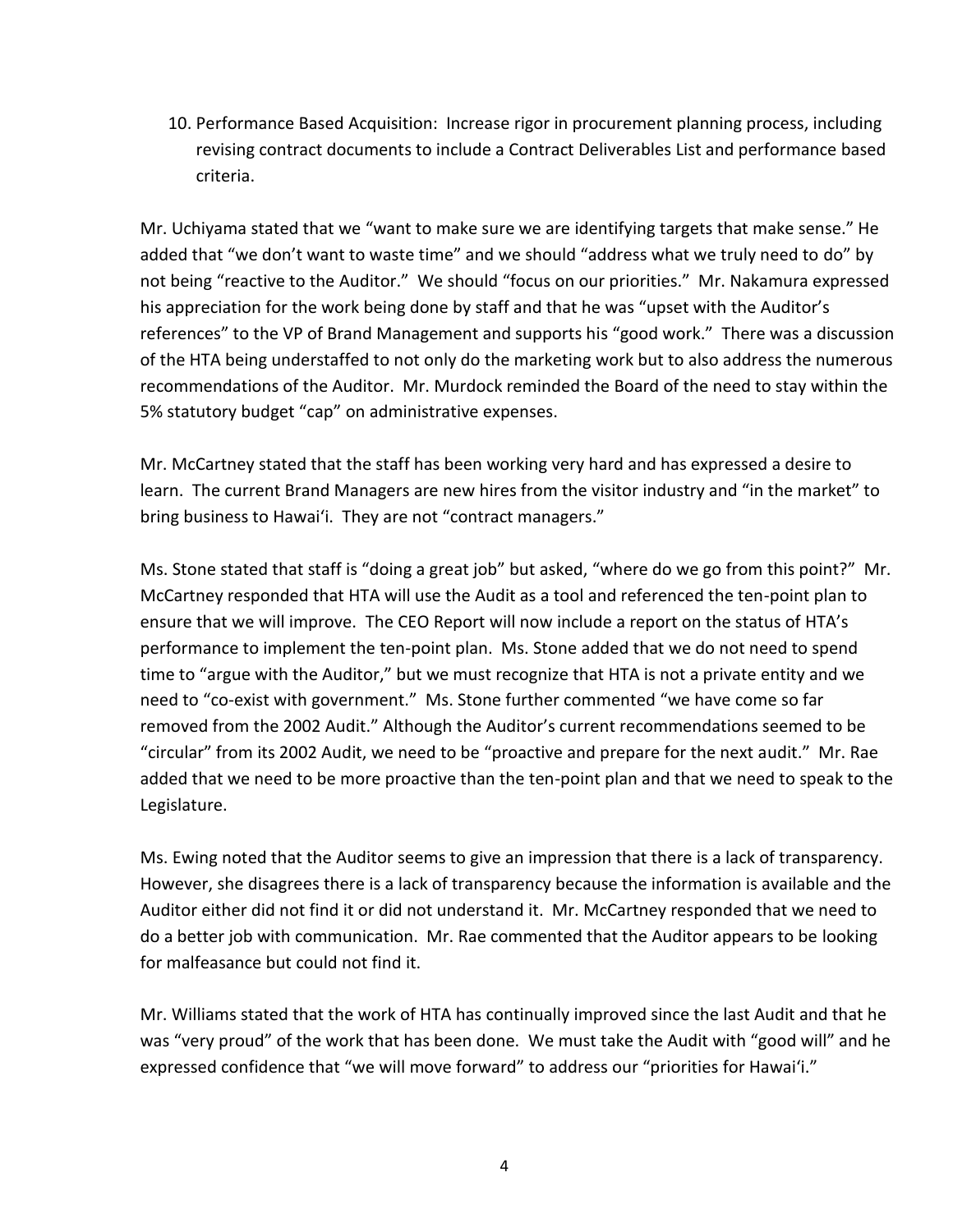10. Performance Based Acquisition: Increase rigor in procurement planning process, including revising contract documents to include a Contract Deliverables List and performance based criteria.

Mr. Uchiyama stated that we "want to make sure we are identifying targets that make sense." He added that "we don't want to waste time" and we should "address what we truly need to do" by not being "reactive to the Auditor." We should "focus on our priorities." Mr. Nakamura expressed his appreciation for the work being done by staff and that he was "upset with the Auditor's references" to the VP of Brand Management and supports his "good work." There was a discussion of the HTA being understaffed to not only do the marketing work but to also address the numerous recommendations of the Auditor. Mr. Murdock reminded the Board of the need to stay within the 5% statutory budget "cap" on administrative expenses.

Mr. McCartney stated that the staff has been working very hard and has expressed a desire to learn. The current Brand Managers are new hires from the visitor industry and "in the market" to bring business to Hawai'i. They are not "contract managers."

Ms. Stone stated that staff is "doing a great job" but asked, "where do we go from this point?" Mr. McCartney responded that HTA will use the Audit as a tool and referenced the ten-point plan to ensure that we will improve. The CEO Report will now include a report on the status of HTA's performance to implement the ten-point plan. Ms. Stone added that we do not need to spend time to "argue with the Auditor," but we must recognize that HTA is not a private entity and we need to "co-exist with government." Ms. Stone further commented "we have come so far removed from the 2002 Audit." Although the Auditor's current recommendations seemed to be "circular" from its 2002 Audit, we need to be "proactive and prepare for the next audit." Mr. Rae added that we need to be more proactive than the ten-point plan and that we need to speak to the Legislature.

Ms. Ewing noted that the Auditor seems to give an impression that there is a lack of transparency. However, she disagrees there is a lack of transparency because the information is available and the Auditor either did not find it or did not understand it. Mr. McCartney responded that we need to do a better job with communication. Mr. Rae commented that the Auditor appears to be looking for malfeasance but could not find it.

Mr. Williams stated that the work of HTA has continually improved since the last Audit and that he was "very proud" of the work that has been done. We must take the Audit with "good will" and he expressed confidence that "we will move forward" to address our "priorities for Hawai'i."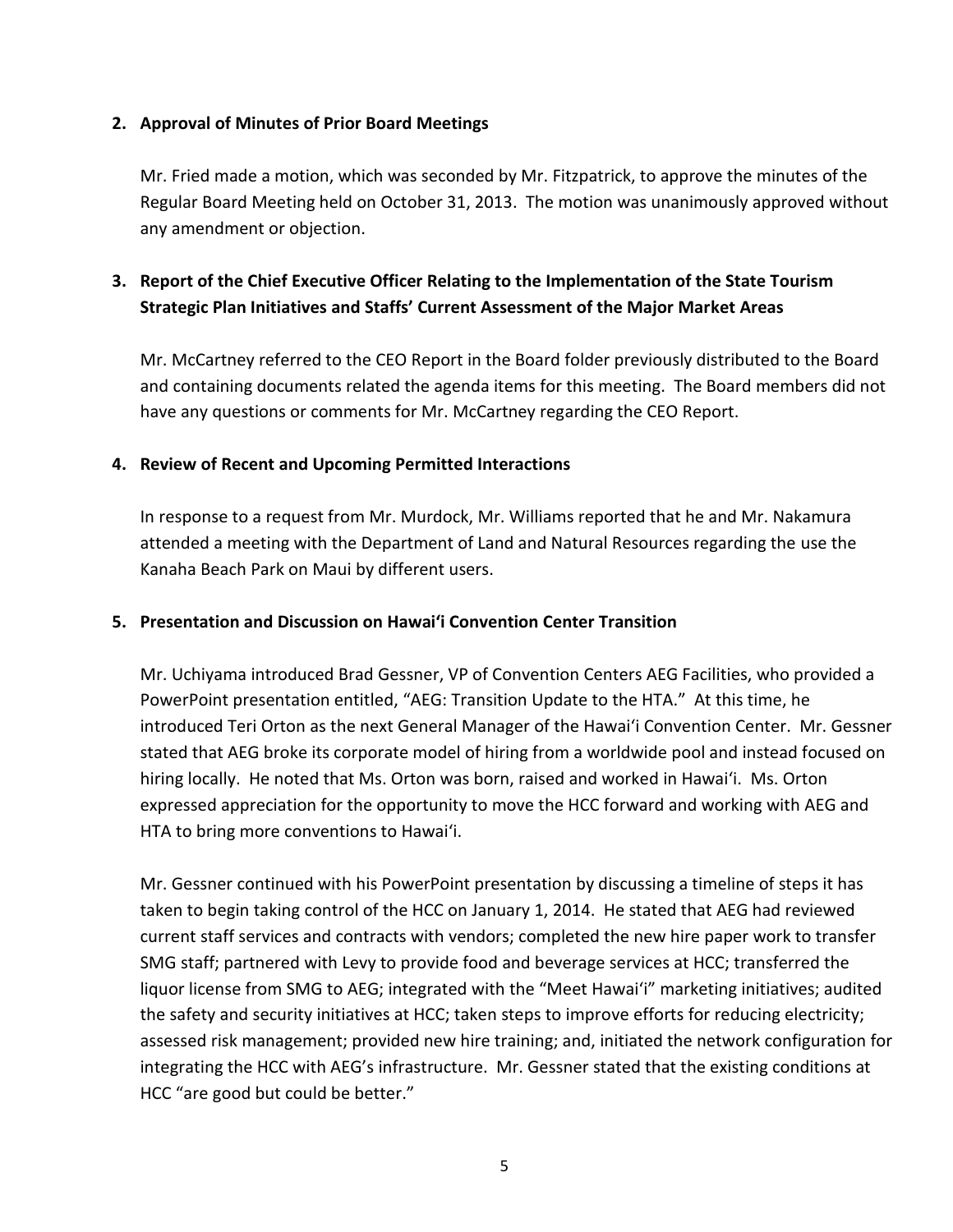## 2. Approval of Minutes of Prior Board Meetings

Mr. Fried made a motion, which was seconded by Mr. Fitzpatrick, to approve the minutes of the Regular Board Meeting held on October 31, 2013. The motion was unanimously approved without any amendment or objection.

## 3. Report of the Chief Executive Officer Relating to the Implementation of the State Tourism Strategic Plan Initiatives and Staffs' Current Assessment of the Major Market Areas

Mr. McCartney referred to the CEO Report in the Board folder previously distributed to the Board and containing documents related the agenda items for this meeting. The Board members did not have any questions or comments for Mr. McCartney regarding the CEO Report.

## 4. Review of Recent and Upcoming Permitted Interactions

In response to a request from Mr. Murdock, Mr. Williams reported that he and Mr. Nakamura attended a meeting with the Department of Land and Natural Resources regarding the use the Kanaha Beach Park on Maui by different users.

## 5. Presentation and Discussion on Hawai'i Convention Center Transition

Mr. Uchiyama introduced Brad Gessner, VP of Convention Centers AEG Facilities, who provided a PowerPoint presentation entitled, "AEG: Transition Update to the HTA." At this time, he introduced Teri Orton as the next General Manager of the Hawai'i Convention Center. Mr. Gessner stated that AEG broke its corporate model of hiring from a worldwide pool and instead focused on hiring locally. He noted that Ms. Orton was born, raised and worked in Hawai'i. Ms. Orton expressed appreciation for the opportunity to move the HCC forward and working with AEG and HTA to bring more conventions to Hawai'i.

Mr. Gessner continued with his PowerPoint presentation by discussing a timeline of steps it has taken to begin taking control of the HCC on January 1, 2014. He stated that AEG had reviewed current staff services and contracts with vendors; completed the new hire paper work to transfer SMG staff; partnered with Levy to provide food and beverage services at HCC; transferred the liquor license from SMG to AEG; integrated with the "Meet Hawai'i" marketing initiatives; audited the safety and security initiatives at HCC; taken steps to improve efforts for reducing electricity; assessed risk management; provided new hire training; and, initiated the network configuration for integrating the HCC with AEG's infrastructure. Mr. Gessner stated that the existing conditions at HCC "are good but could be better."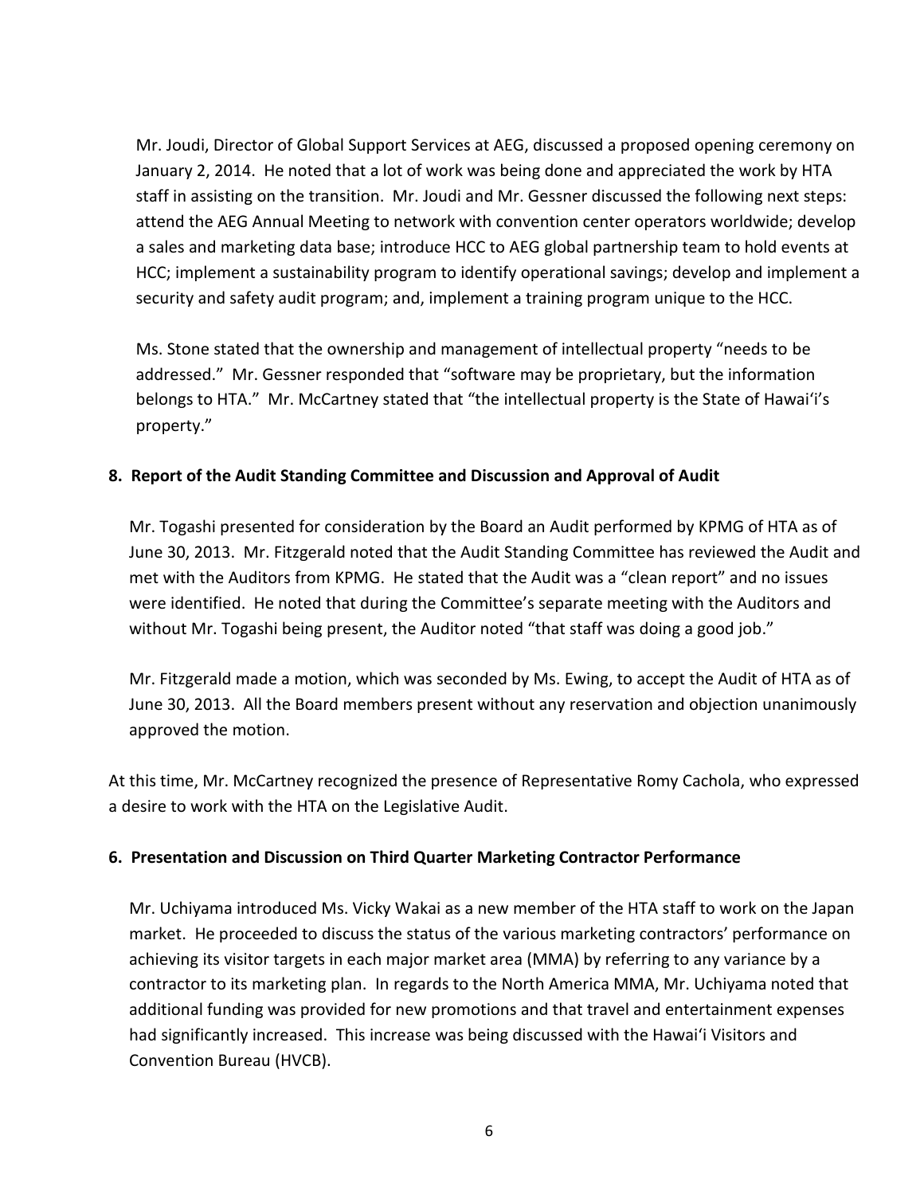Mr. Joudi, Director of Global Support Services at AEG, discussed a proposed opening ceremony on January 2, 2014. He noted that a lot of work was being done and appreciated the work by HTA staff in assisting on the transition. Mr. Joudi and Mr. Gessner discussed the following next steps: attend the AEG Annual Meeting to network with convention center operators worldwide; develop a sales and marketing data base; introduce HCC to AEG global partnership team to hold events at HCC; implement a sustainability program to identify operational savings; develop and implement a security and safety audit program; and, implement a training program unique to the HCC.

Ms. Stone stated that the ownership and management of intellectual property "needs to be addressed." Mr. Gessner responded that "software may be proprietary, but the information belongs to HTA." Mr. McCartney stated that "the intellectual property is the State of Hawaiʻi's property."

**8. Report of the Audit Standing Committee and Discussion and Approval of Audit**

Mr. Togashi presented for consideration by the Board an Audit performed by KPMG of HTA as of June 30, 2013. Mr. Fitzgerald noted that the Audit Standing Committee has reviewed the Audit and met with the Auditors from KPMG. He stated that the Audit was a "clean report" and no issues were identified. He noted that during the Committee's separate meeting with the Auditors and without Mr. Togashi being present, the Auditor noted "that staff was doing a good job."

Mr. Fitzgerald made a motion, which was seconded by Ms. Ewing, to accept the Audit of HTA as of June 30, 2013. All the Board members present without any reservation and objection unanimously approved the motion.

At this time, Mr. McCartney recognized the presence of Representative Romy Cachola, who expressed a desire to work with the HTA on the Legislative Audit.

**6. Presentation and Discussion on Third Quarter Marketing Contractor Performance**

Mr. Uchiyama introduced Ms. Vicky Wakai as a new member of the HTA staff to work on the Japan market. He proceeded to discuss the status of the various marketing contractors' performance on achieving its visitor targets in each major market area (MMA) by referring to any variance by a contractor to its marketing plan. In regards to the North America MMA, Mr. Uchiyama noted that additional funding was provided for new promotions and that travel and entertainment expenses had significantly increased. This increase was being discussed with the Hawaiʻi Visitors and Convention Bureau (HVCB).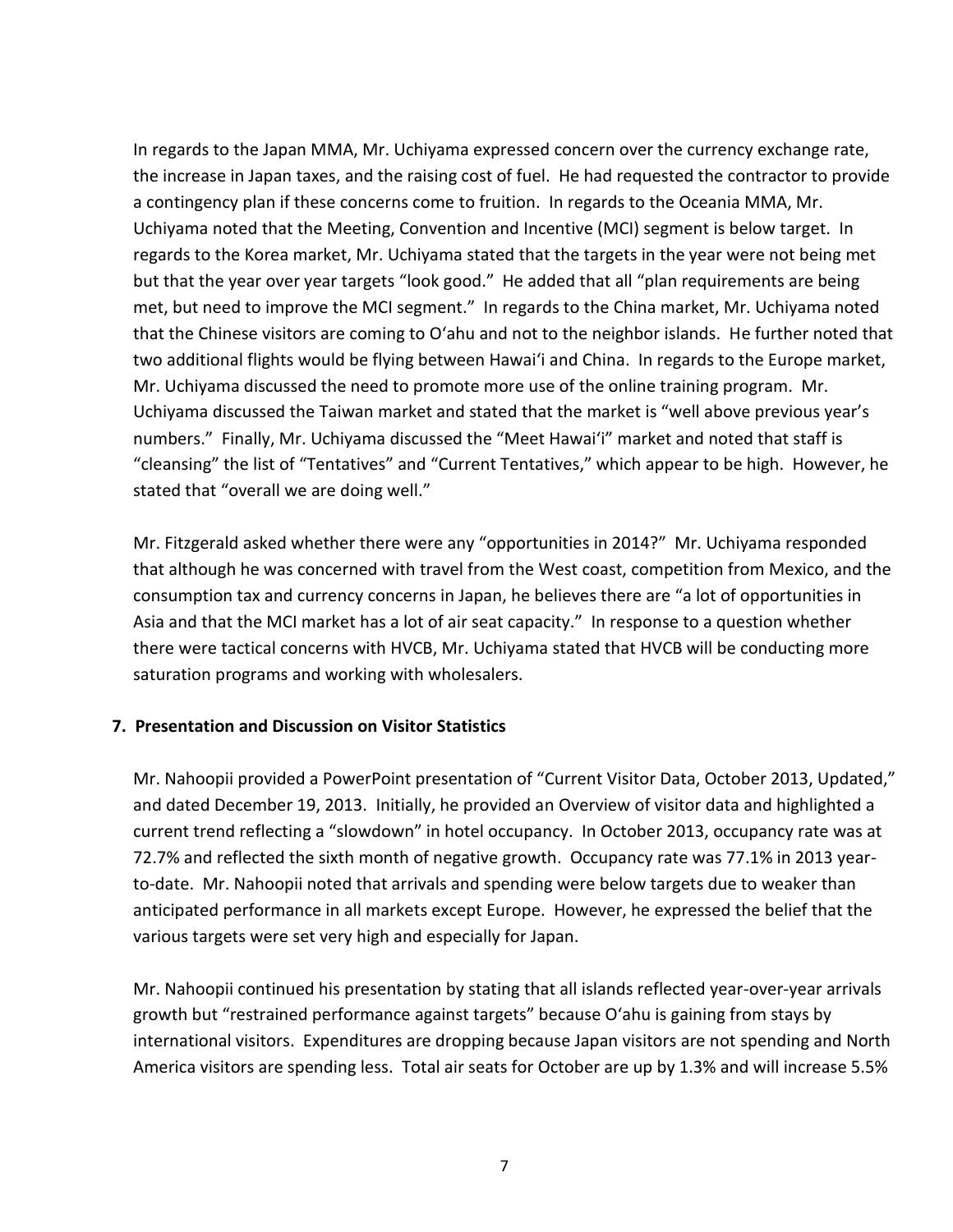In regards to the Japan MMA, Mr. Uchiyama expressed concern over the currency exchange rate, the increase in Japan taxes, and the raising cost of fuel. He had requested the contractor to provide a contingency plan if these concerns come to fruition. In regards to the Oceania MMA, Mr. Uchiyama noted that the Meeting, Convention and Incentive (MCI) segment is below target. In regards to the Korea market, Mr. Uchiyama stated that the targets in the year were not being met but that the year over year targets "look good." He added that all "plan requirements are being met, but need to improve the MCI segment." In regards to the China market, Mr. Uchiyama noted that the Chinese visitors are coming to Oʻahu and not to the neighbor islands. He further noted that two additional flights would be flying between Hawaiʻi and China. In regards to the Europe market, Mr. Uchiyama discussed the need to promote more use of the online training program. Mr. Uchiyama discussed the Taiwan market and stated that the market is "well above previous year's numbers." Finally, Mr. Uchiyama discussed the "Meet Hawaiʻi" market and noted that staff is "cleansing" the list of "Tentatives" and "Current Tentatives," which appear to be high. However, he stated that "overall we are doing well."

Mr. Fitzgerald asked whether there were any "opportunities in 2014?" Mr. Uchiyama responded that although he was concerned with travel from the West coast, competition from Mexico, and the consumption tax and currency concerns in Japan, he believes there are "a lot of opportunities in Asia and that the MCI market has a lot of air seat capacity." In response to a question whether there were tactical concerns with HVCB, Mr. Uchiyama stated that HVCB will be conducting more saturation programs and working with wholesalers.

**7. Presentation and Discussion on Visitor Statistics**

Mr. Nahoopii provided a PowerPoint presentation of "Current Visitor Data, October 2013, Updated," and dated December 19, 2013. Initially, he provided an Overview of visitor data and highlighted a current trend reflecting a "slowdown" in hotel occupancy. In October 2013, occupancy rate was at 72.7% and reflected the sixth month of negative growth. Occupancy rate was 77.1% in 2013 year-to-date. Mr. Nahoopii noted that arrivals and spending were below targets due to weaker than anticipated performance in all markets except Europe. However, he expressed the belief that the various targets were set very high and especially for Japan.

Mr. Nahoopii continued his presentation by stating that all islands reflected year-over-year arrivals growth but "restrained performance against targets" because Oʻahu is gaining from stays by international visitors. Expenditures are dropping because Japan visitors are not spending and North America visitors are spending less. Total air seats for October are up by 1.3% and will increase 5.5%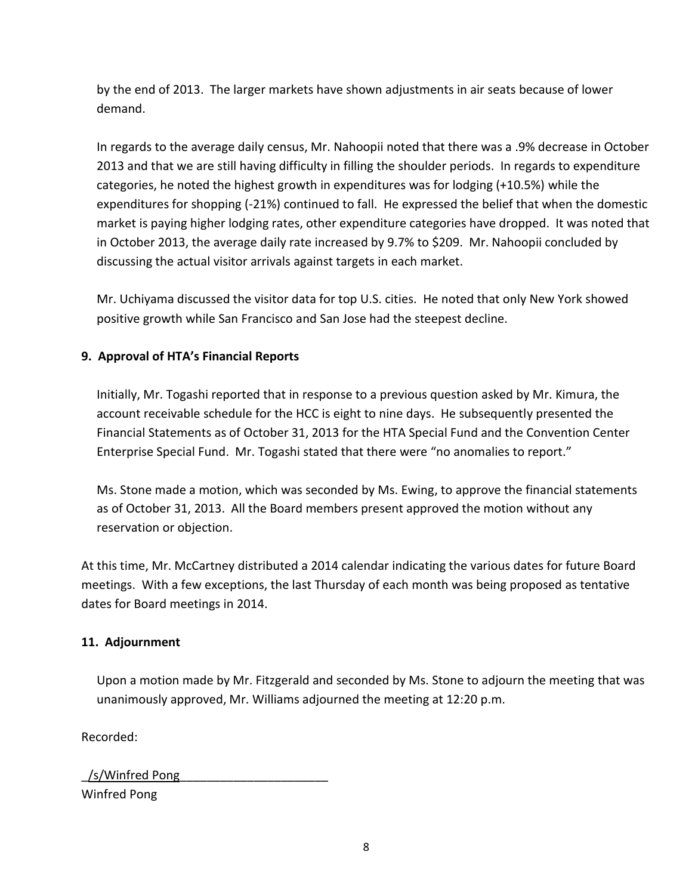by the end of 2013. The larger markets have shown adjustments in air seats because of lower demand.

In regards to the average daily census, Mr. Nahoopii noted that there was a .9% decrease in October 2013 and that we are still having difficulty in filling the shoulder periods. In regards to expenditure categories, he noted the highest growth in expenditures was for lodging (+10.5%) while the expenditures for shopping (-21%) continued to fall. He expressed the belief that when the domestic market is paying higher lodging rates, other expenditure categories have dropped. It was noted that in October 2013, the average daily rate increased by 9.7% to $209. Mr. Nahoopii concluded by discussing the actual visitor arrivals against targets in each market.

Mr. Uchiyama discussed the visitor data for top U.S. cities. He noted that only New York showed positive growth while San Francisco and San Jose had the steepest decline.

**9. Approval of HTA's Financial Reports**

Initially, Mr. Togashi reported that in response to a previous question asked by Mr. Kimura, the account receivable schedule for the HCC is eight to nine days. He subsequently presented the Financial Statements as of October 31, 2013 for the HTA Special Fund and the Convention Center Enterprise Special Fund. Mr. Togashi stated that there were "no anomalies to report."

Ms. Stone made a motion, which was seconded by Ms. Ewing, to approve the financial statements as of October 31, 2013. All the Board members present approved the motion without any reservation or objection.

At this time, Mr. McCartney distributed a 2014 calendar indicating the various dates for future Board meetings. With a few exceptions, the last Thursday of each month was being proposed as tentative dates for Board meetings in 2014.

**11. Adjournment**

Upon a motion made by Mr. Fitzgerald and seconded by Ms. Stone to adjourn the meeting that was unanimously approved, Mr. Williams adjourned the meeting at 12:20 p.m.

Recorded:

_/s/Winfred Pong______________________
Winfred Pong